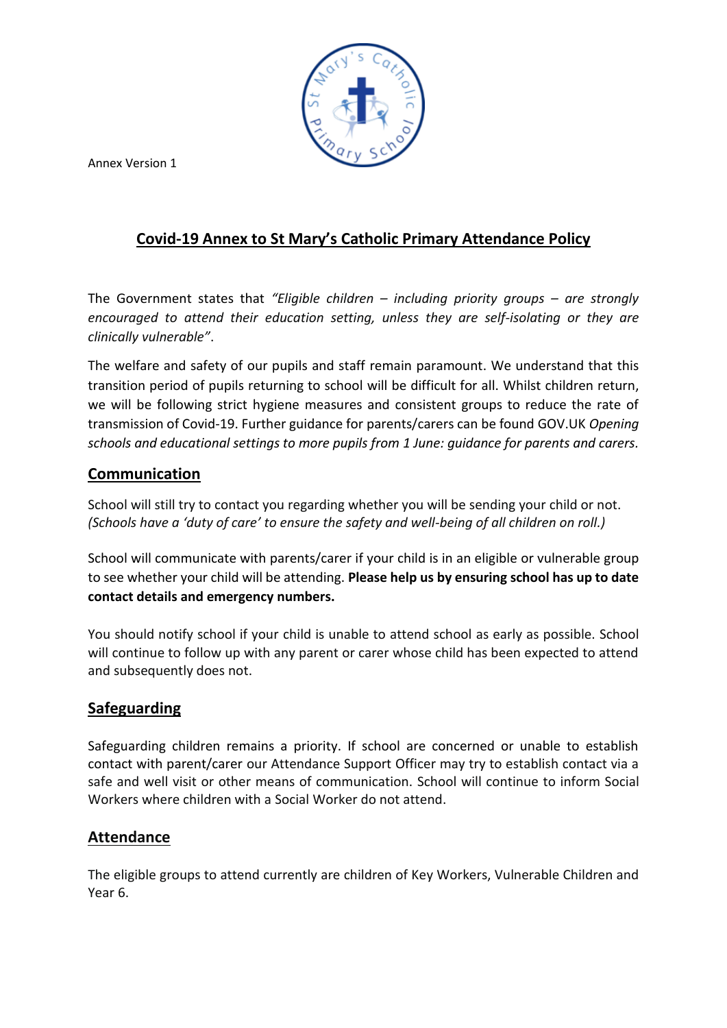Annex Version 1

# Covid-19 Annex to St Mary's Catholic Primary Attendance Policy

The Government states that *"Eligible children – including priority groups – are strongly encouraged to attend their education setting, unless they are self-isolating or they are clinically vulnerable"*.

The welfare and safety of our pupils and staff remain paramount. We understand that this transition period of pupils returning to school will be difficult for all. Whilst children return, we will be following strict hygiene measures and consistent groups to reduce the rate of transmission of Covid-19. Further guidance for parents/carers can be found GOV.UK *Opening schools and educational settings to more pupils from 1 June: guidance for parents and carers*.

## Communication

School will still try to contact you regarding whether you will be sending your child or not. *(Schools have a 'duty of care' to ensure the safety and well-being of all children on roll.)*

School will communicate with parents/carer if your child is in an eligible or vulnerable group to see whether your child will be attending. **Please help us by ensuring school has up to date contact details and emergency numbers.**

You should notify school if your child is unable to attend school as early as possible. School will continue to follow up with any parent or carer whose child has been expected to attend and subsequently does not.

## Safeguarding

Safeguarding children remains a priority. If school are concerned or unable to establish contact with parent/carer our Attendance Support Officer may try to establish contact via a safe and well visit or other means of communication. School will continue to inform Social Workers where children with a Social Worker do not attend.

## Attendance

The eligible groups to attend currently are children of Key Workers, Vulnerable Children and Year 6.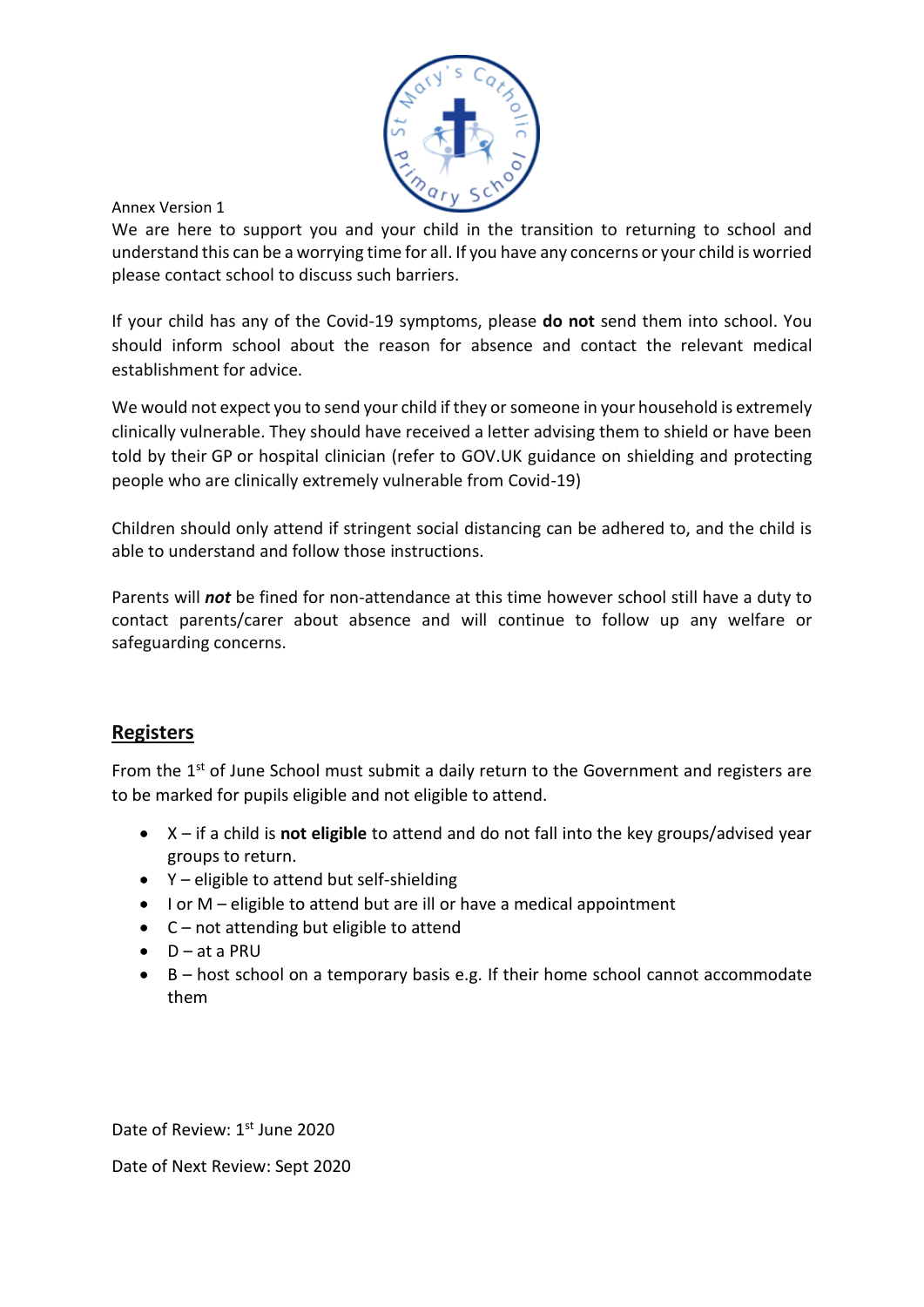Annex Version 1

We are here to support you and your child in the transition to returning to school and understand this can be a worrying time for all. If you have any concerns or your child is worried please contact school to discuss such barriers.

If your child has any of the Covid-19 symptoms, please **do not** send them into school. You should inform school about the reason for absence and contact the relevant medical establishment for advice.

We would not expect you to send your child if they or someone in your household is extremely clinically vulnerable. They should have received a letter advising them to shield or have been told by their GP or hospital clinician (refer to GOV.UK guidance on shielding and protecting people who are clinically extremely vulnerable from Covid-19)

Children should only attend if stringent social distancing can be adhered to, and the child is able to understand and follow those instructions.

Parents will ***not*** be fined for non-attendance at this time however school still have a duty to contact parents/carer about absence and will continue to follow up any welfare or safeguarding concerns.

## Registers

From the 1st of June School must submit a daily return to the Government and registers are to be marked for pupils eligible and not eligible to attend.

- X – if a child is **not eligible** to attend and do not fall into the key groups/advised year groups to return.
- Y – eligible to attend but self-shielding
- I or M – eligible to attend but are ill or have a medical appointment
- C – not attending but eligible to attend
- D – at a PRU
- B – host school on a temporary basis e.g. If their home school cannot accommodate them

Date of Review: 1st June 2020

Date of Next Review: Sept 2020